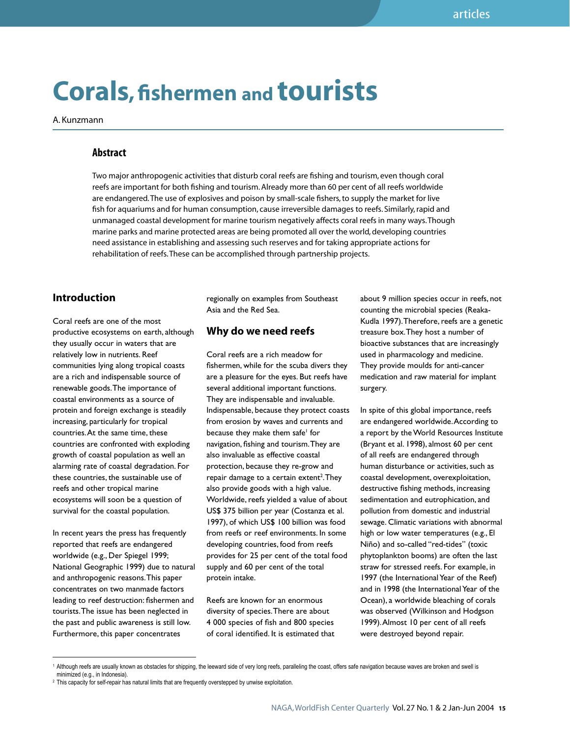# Corals, fishermen and tourists

A. Kunzmann

## Abstract

Two major anthropogenic activities that disturb coral reefs are fishing and tourism, even though coral reefs are important for both fishing and tourism. Already more than 60 per cent of all reefs worldwide are endangered. The use of explosives and poison by small-scale fishers, to supply the market for live fish for aquariums and for human consumption, cause irreversible damages to reefs. Similarly, rapid and unmanaged coastal development for marine tourism negatively affects coral reefs in many ways. Though marine parks and marine protected areas are being promoted all over the world, developing countries need assistance in establishing and assessing such reserves and for taking appropriate actions for rehabilitation of reefs. These can be accomplished through partnership projects.

## Introduction

Coral reefs are one of the most productive ecosystems on earth, although they usually occur in waters that are relatively low in nutrients. Reef communities lying along tropical coasts are a rich and indispensable source of renewable goods. The importance of coastal environments as a source of protein and foreign exchange is steadily increasing, particularly for tropical countries. At the same time, these countries are confronted with exploding growth of coastal population as well an alarming rate of coastal degradation. For these countries, the sustainable use of reefs and other tropical marine ecosystems will soon be a question of survival for the coastal population.

In recent years the press has frequently reported that reefs are endangered worldwide (e.g., Der Spiegel 1999; National Geographic 1999) due to natural and anthropogenic reasons. This paper concentrates on two manmade factors leading to reef destruction: fishermen and tourists. The issue has been neglected in the past and public awareness is still low. Furthermore, this paper concentrates regionally on examples from Southeast Asia and the Red Sea.

## Why do we need reefs

Coral reefs are a rich meadow for fishermen, while for the scuba divers they are a pleasure for the eyes. But reefs have several additional important functions. They are indispensable and invaluable. Indispensable, because they protect coasts from erosion by waves and currents and because they make them safe[1] for navigation, fishing and tourism. They are also invaluable as effective coastal protection, because they re-grow and repair damage to a certain extent[2]. They also provide goods with a high value. Worldwide, reefs yielded a value of about US$ 375 billion per year (Costanza et al. 1997), of which US$ 100 billion was food from reefs or reef environments. In some developing countries, food from reefs provides for 25 per cent of the total food supply and 60 per cent of the total protein intake.

Reefs are known for an enormous diversity of species. There are about 4 000 species of fish and 800 species of coral identified. It is estimated that about 9 million species occur in reefs, not counting the microbial species (Reaka-Kudla 1997). Therefore, reefs are a genetic treasure box. They host a number of bioactive substances that are increasingly used in pharmacology and medicine. They provide moulds for anti-cancer medication and raw material for implant surgery.

In spite of this global importance, reefs are endangered worldwide. According to a report by the World Resources Institute (Bryant et al. 1998), almost 60 per cent of all reefs are endangered through human disturbance or activities, such as coastal development, overexploitation, destructive fishing methods, increasing sedimentation and eutrophication, and pollution from domestic and industrial sewage. Climatic variations with abnormal high or low water temperatures (e.g., El Niño) and so-called "red-tides" (toxic phytoplankton booms) are often the last straw for stressed reefs. For example, in 1997 (the International Year of the Reef) and in 1998 (the International Year of the Ocean), a worldwide bleaching of corals was observed (Wilkinson and Hodgson 1999). Almost 10 per cent of all reefs were destroyed beyond repair.

---

[1] Although reefs are usually known as obstacles for shipping, the leeward side of very long reefs, paralleling the coast, offers safe navigation because waves are broken and swell is minimized (e.g., in Indonesia).

[2] This capacity for self-repair has natural limits that are frequently overstepped by unwise exploitation.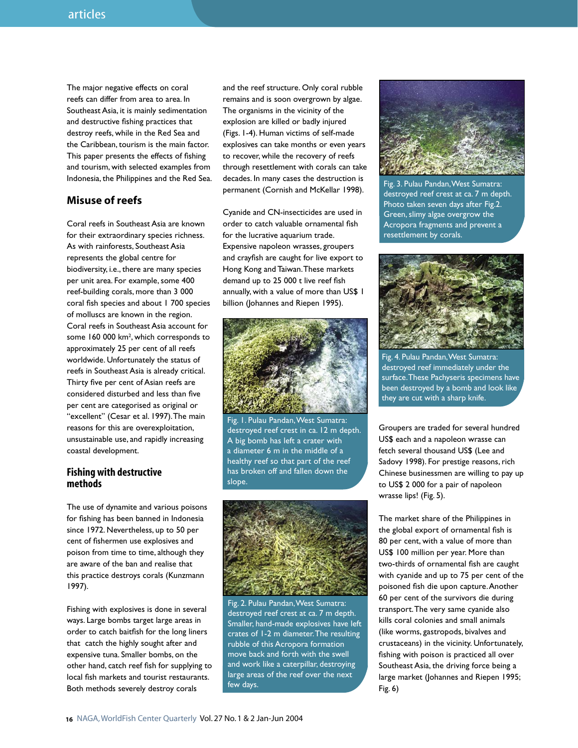The major negative effects on coral reefs can differ from area to area. In Southeast Asia, it is mainly sedimentation and destructive fishing practices that destroy reefs, while in the Red Sea and the Caribbean, tourism is the main factor. This paper presents the effects of fishing and tourism, with selected examples from Indonesia, the Philippines and the Red Sea.

## Misuse of reefs

Coral reefs in Southeast Asia are known for their extraordinary species richness. As with rainforests, Southeast Asia represents the global centre for biodiversity, i.e., there are many species per unit area. For example, some 400 reef-building corals, more than 3 000 coral fish species and about 1 700 species of molluscs are known in the region. Coral reefs in Southeast Asia account for some 160 000 km$^2$, which corresponds to approximately 25 per cent of all reefs worldwide. Unfortunately the status of reefs in Southeast Asia is already critical. Thirty five per cent of Asian reefs are considered disturbed and less than five per cent are categorised as original or "excellent" (Cesar et al. 1997). The main reasons for this are overexploitation, unsustainable use, and rapidly increasing coastal development.

### Fishing with destructive methods

The use of dynamite and various poisons for fishing has been banned in Indonesia since 1972. Nevertheless, up to 50 per cent of fishermen use explosives and poison from time to time, although they are aware of the ban and realise that this practice destroys corals (Kunzmann 1997).

Fishing with explosives is done in several ways. Large bombs target large areas in order to catch baitfish for the long liners that catch the highly sought after and expensive tuna. Smaller bombs, on the other hand, catch reef fish for supplying to local fish markets and tourist restaurants. Both methods severely destroy corals and the reef structure. Only coral rubble remains and is soon overgrown by algae. The organisms in the vicinity of the explosion are killed or badly injured (Figs. 1-4). Human victims of self-made explosives can take months or even years to recover, while the recovery of reefs through resettlement with corals can take decades. In many cases the destruction is permanent (Cornish and McKellar 1998).

Cyanide and CN-insecticides are used in order to catch valuable ornamental fish for the lucrative aquarium trade. Expensive napoleon wrasses, groupers and crayfish are caught for live export to Hong Kong and Taiwan. These markets demand up to 25 000 t live reef fish annually, with a value of more than US$ 1 billion (Johannes and Riepen 1995).

Fig. 1. Pulau Pandan, West Sumatra: destroyed reef crest in ca. 12 m depth. A big bomb has left a crater with a diameter 6 m in the middle of a healthy reef so that part of the reef has broken off and fallen down the slope.

Fig. 2. Pulau Pandan, West Sumatra: destroyed reef crest at ca. 7 m depth. Smaller, hand-made explosives have left crates of 1-2 m diameter. The resulting rubble of this Acropora formation move back and forth with the swell and work like a caterpillar, destroying large areas of the reef over the next few days.

Fig. 3. Pulau Pandan, West Sumatra: destroyed reef crest at ca. 7 m depth. Photo taken seven days after Fig.2. Green, slimy algae overgrow the Acropora fragments and prevent a resettlement by corals.

Fig. 4. Pulau Pandan, West Sumatra: destroyed reef immediately under the surface. These Pachyseris specimens have been destroyed by a bomb and look like they are cut with a sharp knife.

Groupers are traded for several hundred US$ each and a napoleon wrasse can fetch several thousand US$ (Lee and Sadovy 1998). For prestige reasons, rich Chinese businessmen are willing to pay up to US$ 2 000 for a pair of napoleon wrasse lips! (Fig. 5).

The market share of the Philippines in the global export of ornamental fish is 80 per cent, with a value of more than US$ 100 million per year. More than two-thirds of ornamental fish are caught with cyanide and up to 75 per cent of the poisoned fish die upon capture. Another 60 per cent of the survivors die during transport. The very same cyanide also kills coral colonies and small animals (like worms, gastropods, bivalves and crustaceans) in the vicinity. Unfortunately, fishing with poison is practiced all over Southeast Asia, the driving force being a large market (Johannes and Riepen 1995; Fig. 6)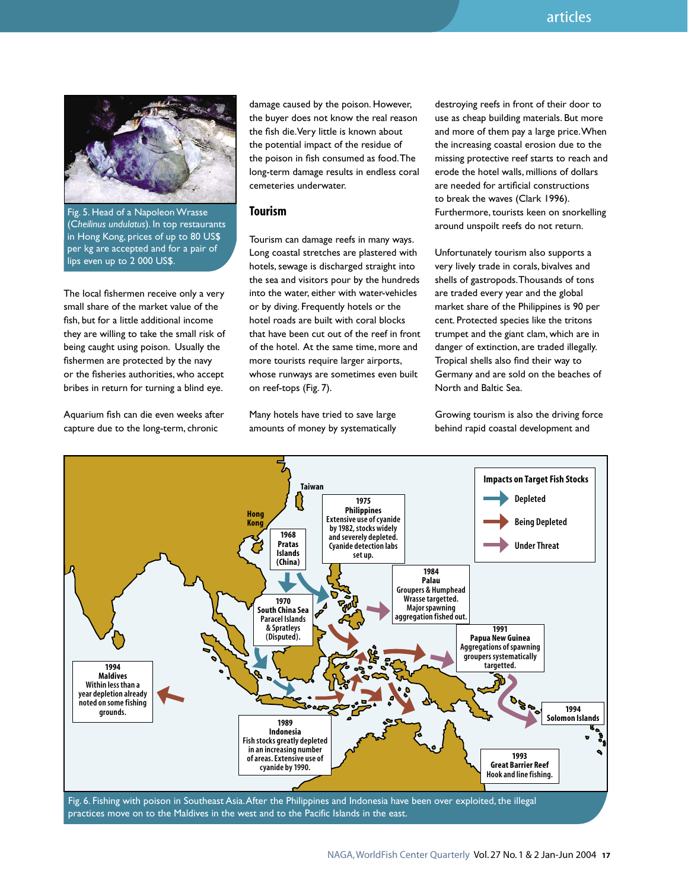Fig. 5. Head of a Napoleon Wrasse (*Cheilinus undulatus*). In top restaurants in Hong Kong, prices of up to 80 US$ per kg are accepted and for a pair of lips even up to 2 000 US$.

The local fishermen receive only a very small share of the market value of the fish, but for a little additional income they are willing to take the small risk of being caught using poison. Usually the fishermen are protected by the navy or the fisheries authorities, who accept bribes in return for turning a blind eye.

Aquarium fish can die even weeks after capture due to the long-term, chronic damage caused by the poison. However, the buyer does not know the real reason the fish die. Very little is known about the potential impact of the residue of the poison in fish consumed as food. The long-term damage results in endless coral cemeteries underwater.

## Tourism

Tourism can damage reefs in many ways. Long coastal stretches are plastered with hotels, sewage is discharged straight into the sea and visitors pour by the hundreds into the water, either with water-vehicles or by diving. Frequently hotels or the hotel roads are built with coral blocks that have been cut out of the reef in front of the hotel. At the same time, more and more tourists require larger airports, whose runways are sometimes even built on reef-tops (Fig. 7).

Many hotels have tried to save large amounts of money by systematically destroying reefs in front of their door to use as cheap building materials. But more and more of them pay a large price. When the increasing coastal erosion due to the missing protective reef starts to reach and erode the hotel walls, millions of dollars are needed for artificial constructions to break the waves (Clark 1996). Furthermore, tourists keen on snorkelling around unspoilt reefs do not return.

Unfortunately tourism also supports a very lively trade in corals, bivalves and shells of gastropods. Thousands of tons are traded every year and the global market share of the Philippines is 90 per cent. Protected species like the tritons trumpet and the giant clam, which are in danger of extinction, are traded illegally. Tropical shells also find their way to Germany and are sold on the beaches of North and Baltic Sea.

Growing tourism is also the driving force behind rapid coastal development and

Impacts on Target Fish Stocks
Depleted
Being Depleted
Under Threat

Taiwan
Hong Kong

1975
Philippines
Extensive use of cyanide by 1982, stocks widely and severely depleted. Cyanide detection labs set up.

1968
Pratas Islands (China)

1970
South China Sea
Paracel Islands & Spratleys (Disputed).

1984
Palau
Groupers & Humphead Wrasse targetted. Major spawning aggregation fished out.

1991
Papua New Guinea
Aggregations of spawning groupers systematically targetted.

1994
Maldives
Within less than a year depletion already noted on some fishing grounds.

1994
Solomon Islands

1989
Indonesia
Fish stocks greatly depleted in an increasing number of areas. Extensive use of cyanide by 1990.

1993
Great Barrier Reef
Hook and line fishing.

Fig. 6. Fishing with poison in Southeast Asia. After the Philippines and Indonesia have been over exploited, the illegal practices move on to the Maldives in the west and to the Pacific Islands in the east.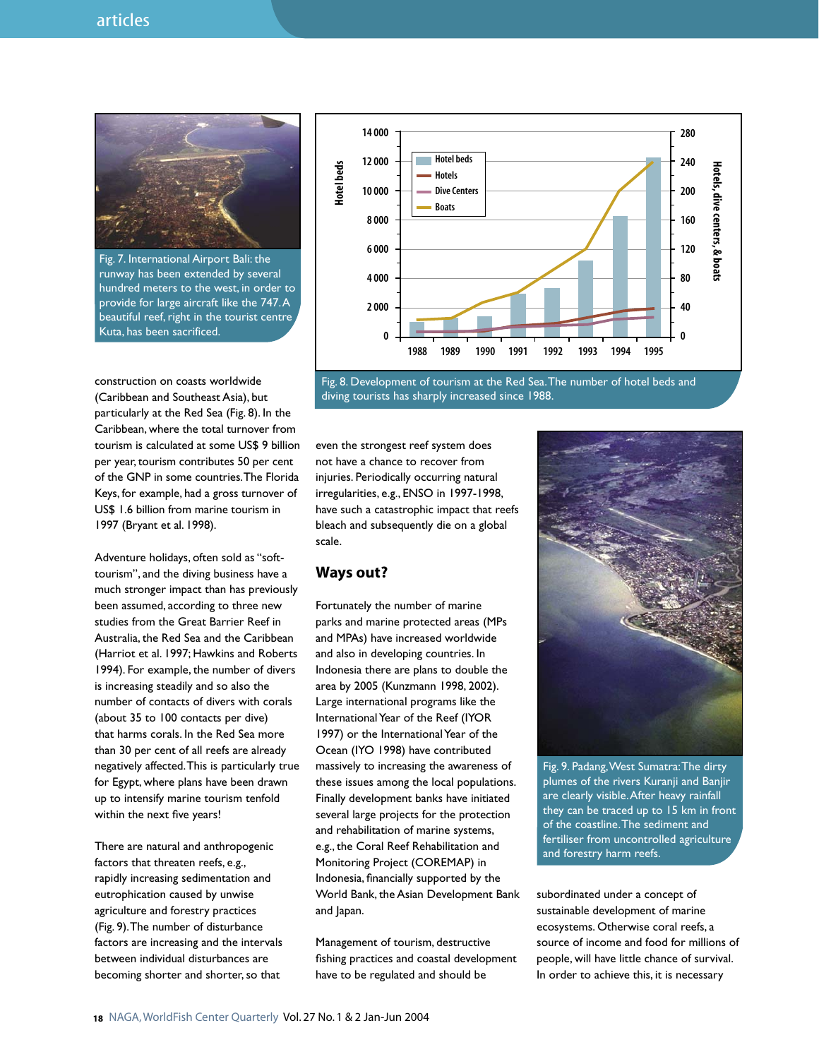Fig. 7. International Airport Bali: the runway has been extended by several hundred meters to the west, in order to provide for large aircraft like the 747. A beautiful reef, right in the tourist centre Kuta, has been sacrificed.

Hotel beds

14 000
12 000
10 000
8 000
6 000
4 000
2 000
0

Hotel beds
Hotels
Dive Centers
Boats

1988 1989 1990 1991 1992 1993 1994 1995

Hotels, dive centers, & boats

280
240
200
160
120
80
40
0

Fig. 8. Development of tourism at the Red Sea. The number of hotel beds and diving tourists has sharply increased since 1988.

construction on coasts worldwide (Caribbean and Southeast Asia), but particularly at the Red Sea (Fig. 8). In the Caribbean, where the total turnover from tourism is calculated at some US$ 9 billion per year, tourism contributes 50 per cent of the GNP in some countries. The Florida Keys, for example, had a gross turnover of US$ 1.6 billion from marine tourism in 1997 (Bryant et al. 1998).

Adventure holidays, often sold as "soft-tourism", and the diving business have a much stronger impact than has previously been assumed, according to three new studies from the Great Barrier Reef in Australia, the Red Sea and the Caribbean (Harriot et al. 1997; Hawkins and Roberts 1994). For example, the number of divers is increasing steadily and so also the number of contacts of divers with corals (about 35 to 100 contacts per dive) that harms corals. In the Red Sea more than 30 per cent of all reefs are already negatively affected. This is particularly true for Egypt, where plans have been drawn up to intensify marine tourism tenfold within the next five years!

There are natural and anthropogenic factors that threaten reefs, e.g., rapidly increasing sedimentation and eutrophication caused by unwise agriculture and forestry practices (Fig. 9). The number of disturbance factors are increasing and the intervals between individual disturbances are becoming shorter and shorter, so that even the strongest reef system does not have a chance to recover from injuries. Periodically occurring natural irregularities, e.g., ENSO in 1997-1998, have such a catastrophic impact that reefs bleach and subsequently die on a global scale.

## Ways out?

Fortunately the number of marine parks and marine protected areas (MPs and MPAs) have increased worldwide and also in developing countries. In Indonesia there are plans to double the area by 2005 (Kunzmann 1998, 2002). Large international programs like the International Year of the Reef (IYOR 1997) or the International Year of the Ocean (IYO 1998) have contributed massively to increasing the awareness of these issues among the local populations. Finally development banks have initiated several large projects for the protection and rehabilitation of marine systems, e.g., the Coral Reef Rehabilitation and Monitoring Project (COREMAP) in Indonesia, financially supported by the World Bank, the Asian Development Bank and Japan.

Management of tourism, destructive fishing practices and coastal development have to be regulated and should be subordinated under a concept of sustainable development of marine ecosystems. Otherwise coral reefs, a source of income and food for millions of people, will have little chance of survival. In order to achieve this, it is necessary

Fig. 9. Padang, West Sumatra: The dirty plumes of the rivers Kuranji and Banjir are clearly visible. After heavy rainfall they can be traced up to 15 km in front of the coastline. The sediment and fertiliser from uncontrolled agriculture and forestry harm reefs.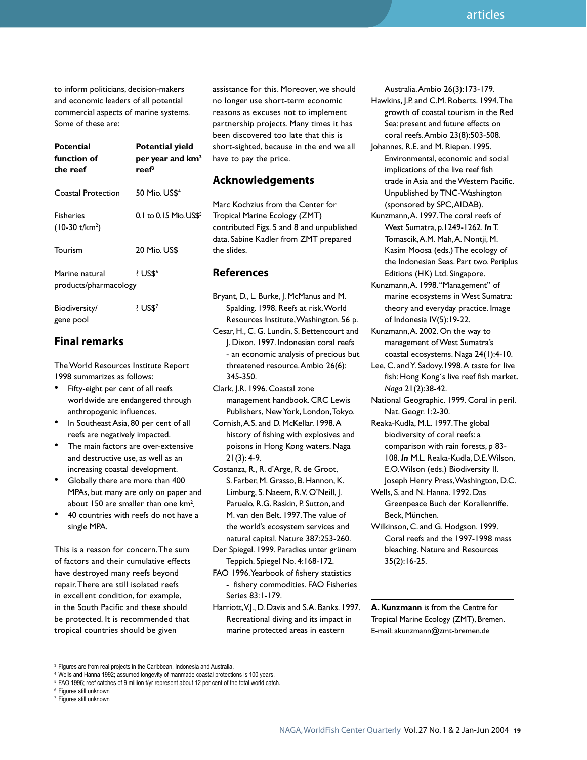to inform politicians, decision-makers and economic leaders of all potential commercial aspects of marine systems. Some of these are:

| Potential function of the reef | Potential yield per year and $km^2$ reef[3] |
|---|---|
| Coastal Protection | 50 Mio. US$[4] |
| Fisheries (10-30 t/$km^2$) | 0.1 to 0.15 Mio. US$[5] |
| Tourism | 20 Mio. US$ |
| Marine natural products/pharmacology | ? US$[6] |
| Biodiversity/ gene pool | ? US$[7] |

## Final remarks

The World Resources Institute Report 1998 summarizes as follows:

- Fifty-eight per cent of all reefs worldwide are endangered through anthropogenic influences.
- In Southeast Asia, 80 per cent of all reefs are negatively impacted.
- The main factors are over-extensive and destructive use, as well as an increasing coastal development.
- Globally there are more than 400 MPAs, but many are only on paper and about 150 are smaller than one $km^2$.
- 40 countries with reefs do not have a single MPA.

This is a reason for concern. The sum of factors and their cumulative effects have destroyed many reefs beyond repair. There are still isolated reefs in excellent condition, for example, in the South Pacific and these should be protected. It is recommended that tropical countries should be given assistance for this. Moreover, we should no longer use short-term economic reasons as excuses not to implement partnership projects. Many times it has been discovered too late that this is short-sighted, because in the end we all have to pay the price.

## Acknowledgements

Marc Kochzius from the Center for Tropical Marine Ecology (ZMT) contributed Figs. 5 and 8 and unpublished data. Sabine Kadler from ZMT prepared the slides.

## References

Bryant, D., L. Burke, J. McManus and M. Spalding. 1998. Reefs at risk. World Resources Institute, Washington. 56 p.

Cesar, H., C. G. Lundin, S. Bettencourt and J. Dixon. 1997. Indonesian coral reefs - an economic analysis of precious but threatened resource. Ambio 26(6): 345-350.

Clark, J.R. 1996. Coastal zone management handbook. CRC Lewis Publishers, New York, London, Tokyo.

Cornish, A.S. and D. McKellar. 1998. A history of fishing with explosives and poisons in Hong Kong waters. Naga 21(3): 4-9.

Costanza, R., R. d'Arge, R. de Groot, S. Farber, M. Grasso, B. Hannon, K. Limburg, S. Naeem, R.V. O'Neill, J. Paruelo, R.G. Raskin, P. Sutton, and M. van den Belt. 1997. The value of the world's ecosystem services and natural capital. Nature 387:253-260.

Der Spiegel. 1999. Paradies unter grünem Teppich. Spiegel No. 4:168-172.

FAO 1996. Yearbook of fishery statistics - fishery commodities. FAO Fisheries Series 83:1-179.

Harriott, V.J., D. Davis and S.A. Banks. 1997. Recreational diving and its impact in marine protected areas in eastern Australia. Ambio 26(3):173-179.

Hawkins, J.P. and C.M. Roberts. 1994. The growth of coastal tourism in the Red Sea: present and future effects on coral reefs. Ambio 23(8):503-508.

Johannes, R.E. and M. Riepen. 1995. Environmental, economic and social implications of the live reef fish trade in Asia and the Western Pacific. Unpublished by TNC-Washington (sponsored by SPC, AIDAB).

Kunzmann, A. 1997. The coral reefs of West Sumatra, p.1249-1262. ***In*** T. Tomascik, A.M. Mah, A. Nontji, M. Kasim Moosa (eds.) The ecology of the Indonesian Seas. Part two. Periplus Editions (HK) Ltd. Singapore.

Kunzmann, A. 1998. "Management" of marine ecosystems in West Sumatra: theory and everyday practice. Image of Indonesia IV(5):19-22.

Kunzmann, A. 2002. On the way to management of West Sumatra's coastal ecosystems. Naga 24(1):4-10.

Lee, C. and Y. Sadovy. 1998. A taste for live fish: Hong Kong´s live reef fish market. *Naga* 21(2):38-42.

National Geographic. 1999. Coral in peril. Nat. Geogr. 1:2-30.

Reaka-Kudla, M.L. 1997. The global biodiversity of coral reefs: a comparison with rain forests, p 83-108. ***In*** M.L. Reaka-Kudla, D.E. Wilson, E.O. Wilson (eds.) Biodiversity II. Joseph Henry Press, Washington, D.C.

Wells, S. and N. Hanna. 1992. Das Greenpeace Buch der Korallenriffe. Beck, München.

Wilkinson, C. and G. Hodgson. 1999. Coral reefs and the 1997-1998 mass bleaching. Nature and Resources 35(2):16-25.

---

**A. Kunzmann** is from the Centre for Tropical Marine Ecology (ZMT), Bremen. E-mail: akunzmann@zmt-bremen.de

---

[3] Figures are from real projects in the Caribbean, Indonesia and Australia.

[4] Wells and Hanna 1992; assumed longevity of manmade coastal protections is 100 years.

[5] FAO 1996; reef catches of 9 million t/yr represent about 12 per cent of the total world catch.

[6] Figures still unknown

[7] Figures still unknown